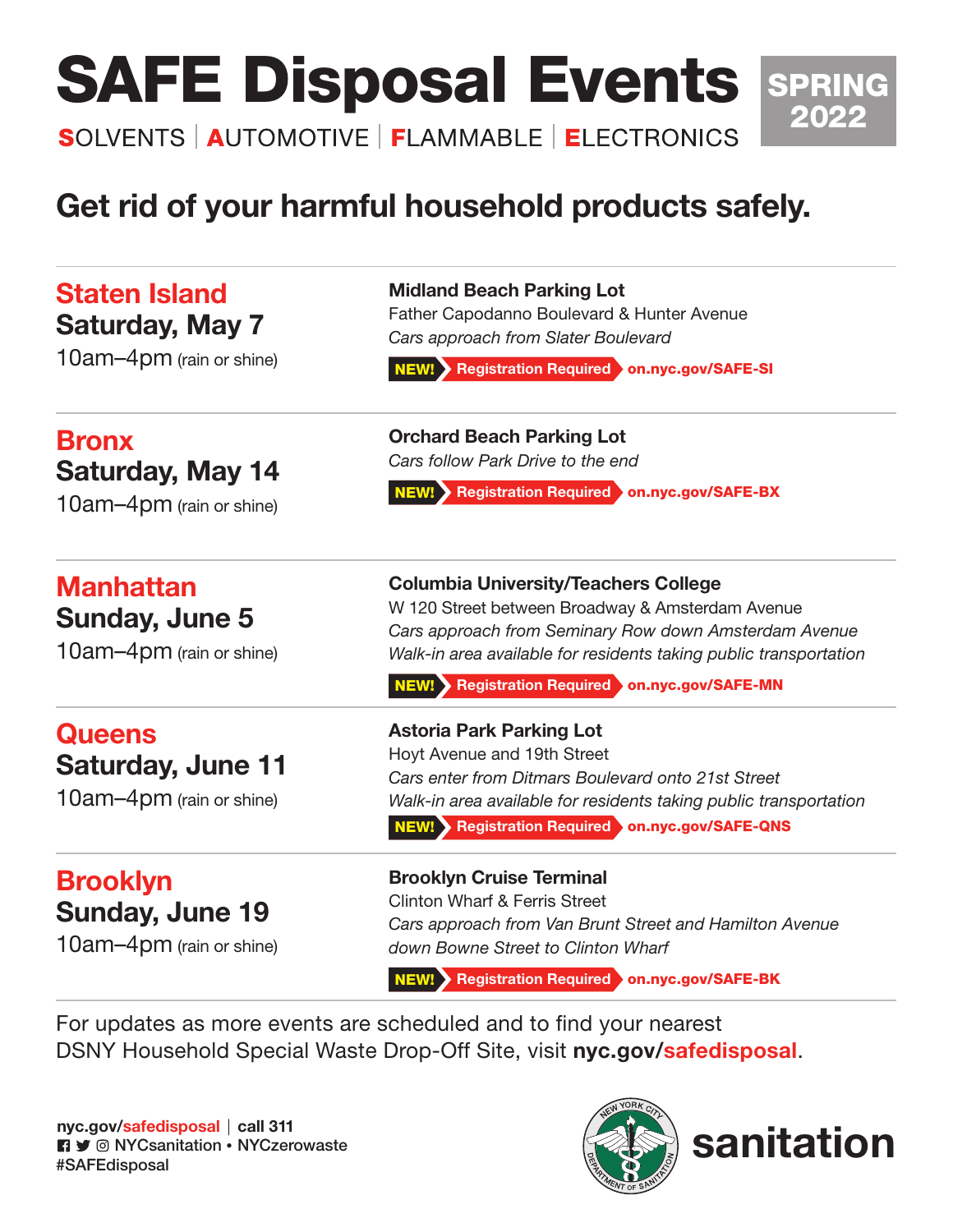# SAFE Disposal Events

**SPRING 2022**

SOLVENTS | AUTOMOTIVE | FLAMMABLE | ELECTRONICS

## Get rid of your harmful household products safely.

### Staten Island
**Saturday, May 7**
10am–4pm (rain or shine)

**Midland Beach Parking Lot**
Father Capodanno Boulevard & Hunter Avenue
*Cars approach from Slater Boulevard*

**NEW!** Registration Required **on.nyc.gov/SAFE-SI**

### Bronx
**Saturday, May 14**
10am–4pm (rain or shine)

**Orchard Beach Parking Lot**
*Cars follow Park Drive to the end*

**NEW!** Registration Required **on.nyc.gov/SAFE-BX**

### Manhattan
**Sunday, June 5**
10am–4pm (rain or shine)

**Columbia University/Teachers College**
W 120 Street between Broadway & Amsterdam Avenue
*Cars approach from Seminary Row down Amsterdam Avenue*
*Walk-in area available for residents taking public transportation*

**NEW!** Registration Required **on.nyc.gov/SAFE-MN**

### Queens
**Saturday, June 11**
10am–4pm (rain or shine)

**Astoria Park Parking Lot**
Hoyt Avenue and 19th Street
*Cars enter from Ditmars Boulevard onto 21st Street*
*Walk-in area available for residents taking public transportation*

**NEW!** Registration Required **on.nyc.gov/SAFE-QNS**

### Brooklyn
**Sunday, June 19**
10am–4pm (rain or shine)

**Brooklyn Cruise Terminal**
Clinton Wharf & Ferris Street
*Cars approach from Van Brunt Street and Hamilton Avenue down Bowne Street to Clinton Wharf*

**NEW!** Registration Required **on.nyc.gov/SAFE-BK**

For updates as more events are scheduled and to find your nearest DSNY Household Special Waste Drop-Off Site, visit **nyc.gov/safedisposal**.

**nyc.gov/safedisposal** | **call 311**
NYCsanitation • NYCzerowaste
#SAFEdisposal

New York City Department of Sanitation

**sanitation**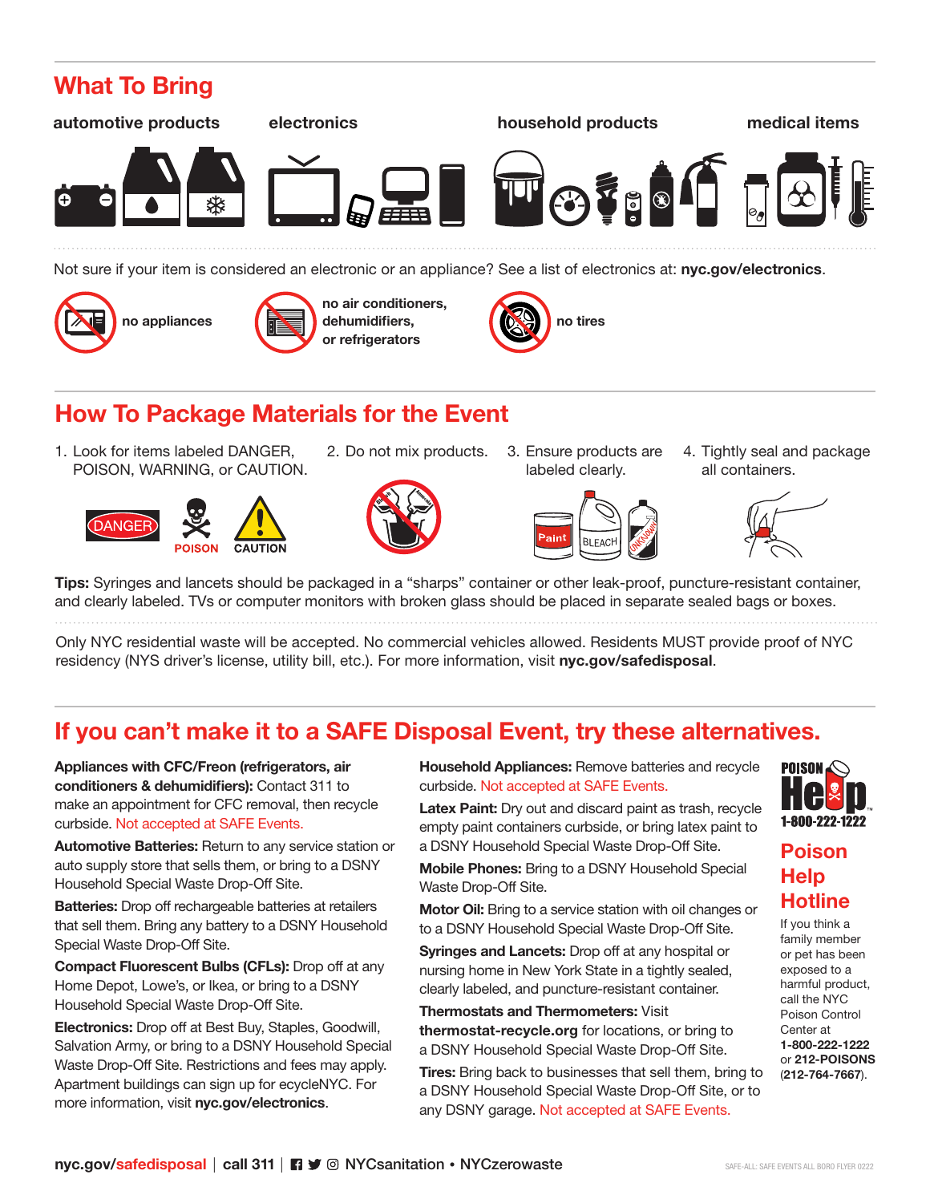## What To Bring

**automotive products** | **electronics** | **household products** | **medical items**

Not sure if your item is considered an electronic or an appliance? See a list of electronics at: **nyc.gov/electronics**.

- **no appliances**
- **no air conditioners, dehumidifiers, or refrigerators**
- **no tires**

## How To Package Materials for the Event

1. Look for items labeled DANGER, POISON, WARNING, or CAUTION.
2. Do not mix products.
3. Ensure products are labeled clearly.
4. Tightly seal and package all containers.

DANGER POISON CAUTION

Paint BLEACH UNKNOWN

**Tips:** Syringes and lancets should be packaged in a "sharps" container or other leak-proof, puncture-resistant container, and clearly labeled. TVs or computer monitors with broken glass should be placed in separate sealed bags or boxes.

Only NYC residential waste will be accepted. No commercial vehicles allowed. Residents MUST provide proof of NYC residency (NYS driver's license, utility bill, etc.). For more information, visit **nyc.gov/safedisposal**.

## If you can't make it to a SAFE Disposal Event, try these alternatives.

**Appliances with CFC/Freon (refrigerators, air conditioners & dehumidifiers):** Contact 311 to make an appointment for CFC removal, then recycle curbside. Not accepted at SAFE Events.

**Automotive Batteries:** Return to any service station or auto supply store that sells them, or bring to a DSNY Household Special Waste Drop-Off Site.

**Batteries:** Drop off rechargeable batteries at retailers that sell them. Bring any battery to a DSNY Household Special Waste Drop-Off Site.

**Compact Fluorescent Bulbs (CFLs):** Drop off at any Home Depot, Lowe's, or Ikea, or bring to a DSNY Household Special Waste Drop-Off Site.

**Electronics:** Drop off at Best Buy, Staples, Goodwill, Salvation Army, or bring to a DSNY Household Special Waste Drop-Off Site. Restrictions and fees may apply. Apartment buildings can sign up for ecycleNYC. For more information, visit **nyc.gov/electronics**.

**Household Appliances:** Remove batteries and recycle curbside. Not accepted at SAFE Events.

**Latex Paint:** Dry out and discard paint as trash, recycle empty paint containers curbside, or bring latex paint to a DSNY Household Special Waste Drop-Off Site.

**Mobile Phones:** Bring to a DSNY Household Special Waste Drop-Off Site.

**Motor Oil:** Bring to a service station with oil changes or to a DSNY Household Special Waste Drop-Off Site.

**Syringes and Lancets:** Drop off at any hospital or nursing home in New York State in a tightly sealed, clearly labeled, and puncture-resistant container.

**Thermostats and Thermometers:** Visit **thermostat-recycle.org** for locations, or bring to a DSNY Household Special Waste Drop-Off Site.

**Tires:** Bring back to businesses that sell them, bring to a DSNY Household Special Waste Drop-Off Site, or to any DSNY garage. Not accepted at SAFE Events.

POISON Help 1-800-222-1222

### Poison Help Hotline

If you think a family member or pet has been exposed to a harmful product, call the NYC Poison Control Center at **1-800-222-1222** or **212-POISONS** (**212-764-7667**).

**nyc.gov/safedisposal** | **call 311** | NYCsanitation • NYCzerowaste

SAFE-ALL: SAFE EVENTS ALL BORO FLYER 0222